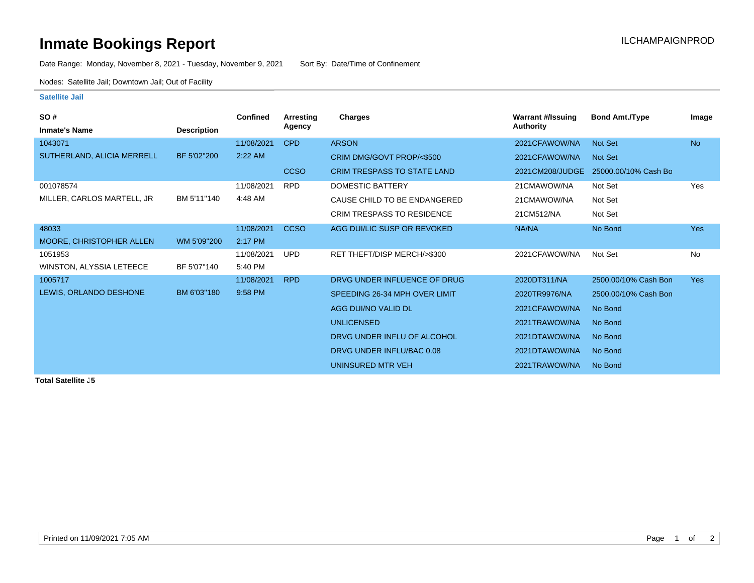# Inmate Bookings Report

ILCHAMPAIGNPROD

Date Range: Monday, November 8, 2021 - Tuesday, November 9, 2021    Sort By: Date/Time of Confinement

Nodes: Satellite Jail; Downtown Jail; Out of Facility

### Satellite Jail

| SO # / Inmate's Name | Description | Confined | Arresting Agency | Charges | Warrant #/Issuing Authority | Bond Amt./Type | Image |
|---|---|---|---|---|---|---|---|
| 1043071 | | 11/08/2021 | CPD | ARSON | 2021CFAWOW/NA | Not Set | No |
| SUTHERLAND, ALICIA MERRELL | BF 5'02"200 | 2:22 AM | | CRIM DMG/GOVT PROP/<$500 | 2021CFAWOW/NA | Not Set | |
| | | | CCSO | CRIM TRESPASS TO STATE LAND | 2021CM208/JUDGE | 25000.00/10% Cash Bo | |
| 001078574 | | 11/08/2021 | RPD | DOMESTIC BATTERY | 21CMAWOW/NA | Not Set | Yes |
| MILLER, CARLOS MARTELL, JR | BM 5'11"140 | 4:48 AM | | CAUSE CHILD TO BE ENDANGERED | 21CMAWOW/NA | Not Set | |
| | | | | CRIM TRESPASS TO RESIDENCE | 21CM512/NA | Not Set | |
| 48033 | | 11/08/2021 | CCSO | AGG DUI/LIC SUSP OR REVOKED | NA/NA | No Bond | Yes |
| MOORE, CHRISTOPHER ALLEN | WM 5'09"200 | 2:17 PM | | | | | |
| 1051953 | | 11/08/2021 | UPD | RET THEFT/DISP MERCH/>$300 | 2021CFAWOW/NA | Not Set | No |
| WINSTON, ALYSSIA LETEECE | BF 5'07"140 | 5:40 PM | | | | | |
| 1005717 | | 11/08/2021 | RPD | DRVG UNDER INFLUENCE OF DRUG | 2020DT311/NA | 2500.00/10% Cash Bon | Yes |
| LEWIS, ORLANDO DESHONE | BM 6'03"180 | 9:58 PM | | SPEEDING 26-34 MPH OVER LIMIT | 2020TR9976/NA | 2500.00/10% Cash Bon | |
| | | | | AGG DUI/NO VALID DL | 2021CFAWOW/NA | No Bond | |
| | | | | UNLICENSED | 2021TRAWOW/NA | No Bond | |
| | | | | DRVG UNDER INFLU OF ALCOHOL | 2021DTAWOW/NA | No Bond | |
| | | | | DRVG UNDER INFLU/BAC 0.08 | 2021DTAWOW/NA | No Bond | |
| | | | | UNINSURED MTR VEH | 2021TRAWOW/NA | No Bond | |

**Total Satellite J5**

Printed on 11/09/2021 7:05 AM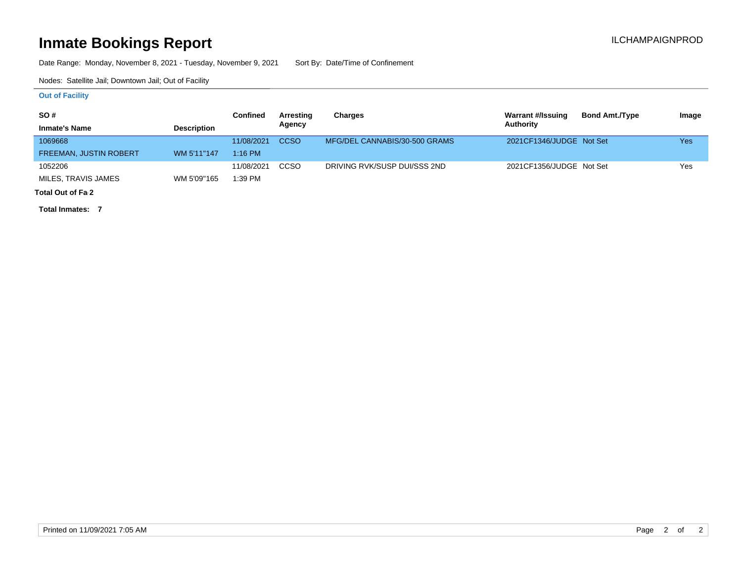# Inmate Bookings Report

ILCHAMPAIGNPROD

Date Range: Monday, November 8, 2021 - Tuesday, November 9, 2021    Sort By: Date/Time of Confinement

Nodes: Satellite Jail; Downtown Jail; Out of Facility

**Out of Facility**

| SO # / Inmate's Name | Description | Confined | Arresting Agency | Charges | Warrant #/Issuing Authority | Bond Amt./Type | Image |
|---|---|---|---|---|---|---|---|
| 1069668 FREEMAN, JUSTIN ROBERT | WM 5'11"147 | 11/08/2021 1:16 PM | CCSO | MFG/DEL CANNABIS/30-500 GRAMS | 2021CF1346/JUDGE | Not Set | Yes |
| 1052206 MILES, TRAVIS JAMES | WM 5'09"165 | 11/08/2021 1:39 PM | CCSO | DRIVING RVK/SUSP DUI/SSS 2ND | 2021CF1356/JUDGE | Not Set | Yes |

**Total Out of Fa 2**

**Total Inmates: 7**

Printed on 11/09/2021 7:05 AM